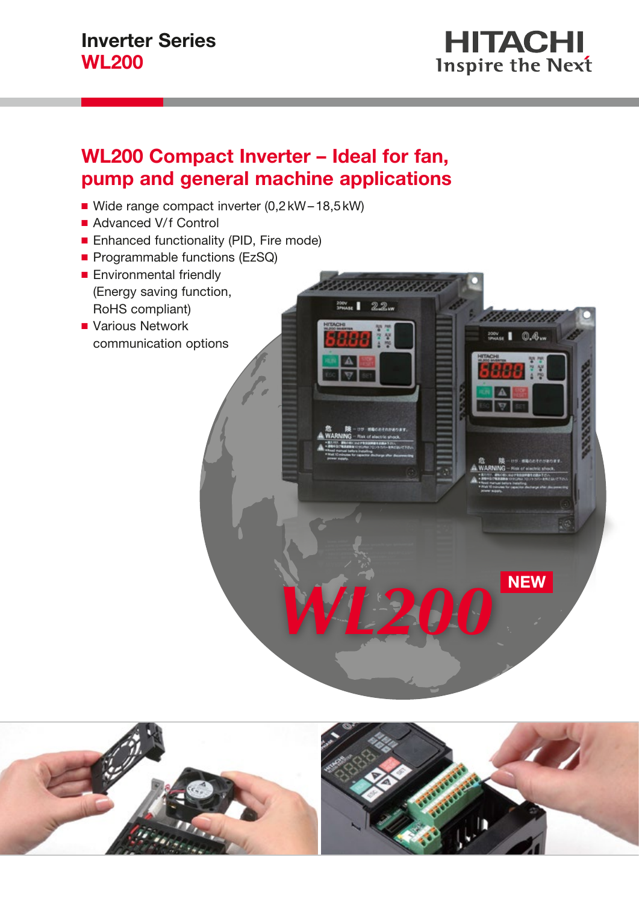# Inverter Series
# WL200

HITACHI
Inspire the Next

## WL200 Compact Inverter – Ideal for fan, pump and general machine applications

- Wide range compact inverter (0,2 kW – 18,5 kW)
- Advanced V/f Control
- Enhanced functionality (PID, Fire mode)
- Programmable functions (EzSQ)
- Environmental friendly (Energy saving function, RoHS compliant)
- Various Network communication options

WL200 NEW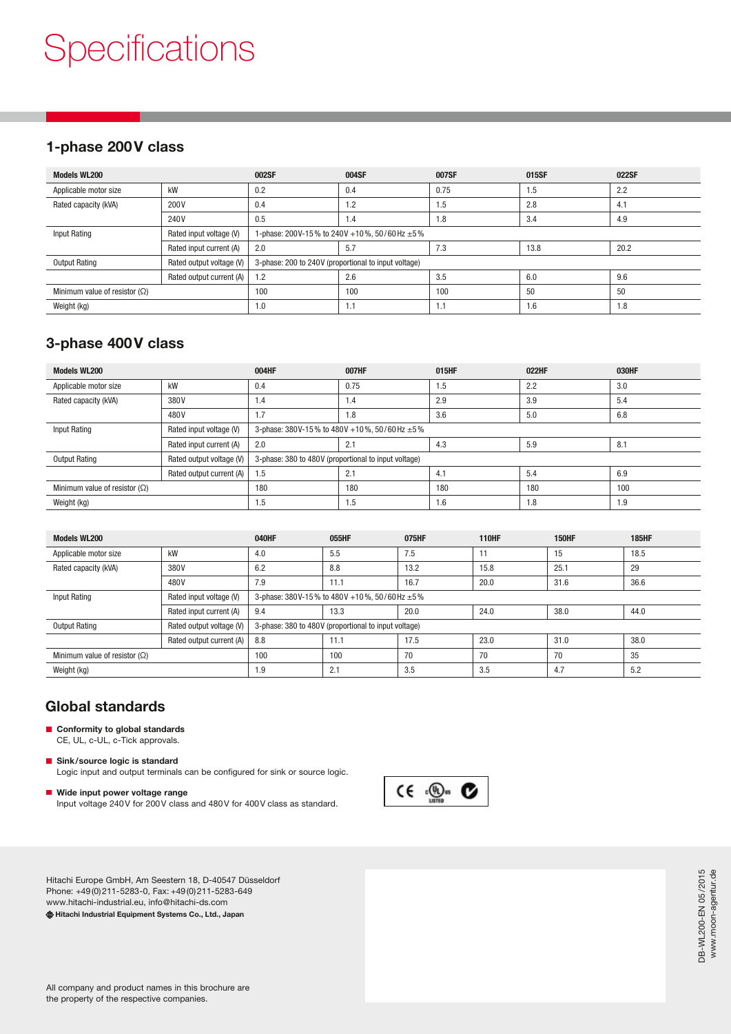# Specifications

## 1-phase 200 V class

| Models WL200 | | 002SF | 004SF | 007SF | 015SF | 022SF |
|---|---|---|---|---|---|---|
| Applicable motor size | kW | 0.2 | 0.4 | 0.75 | 1.5 | 2.2 |
| Rated capacity (kVA) | 200 V | 0.4 | 1.2 | 1.5 | 2.8 | 4.1 |
| | 240 V | 0.5 | 1.4 | 1.8 | 3.4 | 4.9 |
| Input Rating | Rated input voltage (V) | 1-phase: 200V-15 % to 240 V +10 %, 50/60 Hz ±5 % | | | | |
| | Rated input current (A) | 2.0 | 5.7 | 7.3 | 13.8 | 20.2 |
| Output Rating | Rated output voltage (V) | 3-phase: 200 to 240V (proportional to input voltage) | | | | |
| | Rated output current (A) | 1.2 | 2.6 | 3.5 | 6.0 | 9.6 |
| Minimum value of resistor (Ω) | | 100 | 100 | 100 | 50 | 50 |
| Weight (kg) | | 1.0 | 1.1 | 1.1 | 1.6 | 1.8 |

## 3-phase 400 V class

| Models WL200 | | 004HF | 007HF | 015HF | 022HF | 030HF |
|---|---|---|---|---|---|---|
| Applicable motor size | kW | 0.4 | 0.75 | 1.5 | 2.2 | 3.0 |
| Rated capacity (kVA) | 380V | 1.4 | 1.4 | 2.9 | 3.9 | 5.4 |
| | 480V | 1.7 | 1.8 | 3.6 | 5.0 | 6.8 |
| Input Rating | Rated input voltage (V) | 3-phase: 380V-15 % to 480 V +10 %, 50/60 Hz ±5 % | | | | |
| | Rated input current (A) | 2.0 | 2.1 | 4.3 | 5.9 | 8.1 |
| Output Rating | Rated output voltage (V) | 3-phase: 380 to 480V (proportional to input voltage) | | | | |
| | Rated output current (A) | 1.5 | 2.1 | 4.1 | 5.4 | 6.9 |
| Minimum value of resistor (Ω) | | 180 | 180 | 180 | 180 | 100 |
| Weight (kg) | | 1.5 | 1.5 | 1.6 | 1.8 | 1.9 |

| Models WL200 | | 040HF | 055HF | 075HF | 110HF | 150HF | 185HF |
|---|---|---|---|---|---|---|---|
| Applicable motor size | kW | 4.0 | 5.5 | 7.5 | 11 | 15 | 18.5 |
| Rated capacity (kVA) | 380V | 6.2 | 8.8 | 13.2 | 15.8 | 25.1 | 29 |
| | 480V | 7.9 | 11.1 | 16.7 | 20.0 | 31.6 | 36.6 |
| Input Rating | Rated input voltage (V) | 3-phase: 380V-15 % to 480 V +10 %, 50/60 Hz ±5 % | | | | | |
| | Rated input current (A) | 9.4 | 13.3 | 20.0 | 24.0 | 38.0 | 44.0 |
| Output Rating | Rated output voltage (V) | 3-phase: 380 to 480V (proportional to input voltage) | | | | | |
| | Rated output current (A) | 8.8 | 11.1 | 17.5 | 23.0 | 31.0 | 38.0 |
| Minimum value of resistor (Ω) | | 100 | 100 | 70 | 70 | 70 | 35 |
| Weight (kg) | | 1.9 | 2.1 | 3.5 | 3.5 | 4.7 | 5.2 |

## Global standards

- **Conformity to global standards**
  CE, UL, c-UL, c-Tick approvals.
- **Sink/source logic is standard**
  Logic input and output terminals can be configured for sink or source logic.
- **Wide input power voltage range**
  Input voltage 240 V for 200 V class and 480 V for 400 V class as standard.

Hitachi Europe GmbH, Am Seestern 18, D-40547 Düsseldorf
Phone: +49 (0) 211-5283-0, Fax: +49 (0) 211-5283-649
www.hitachi-industrial.eu, info@hitachi-ds.com
**Hitachi Industrial Equipment Systems Co., Ltd., Japan**

All company and product names in this brochure are the property of the respective companies.

DB-WL200-EN 05/2015
www.moon-agentur.de